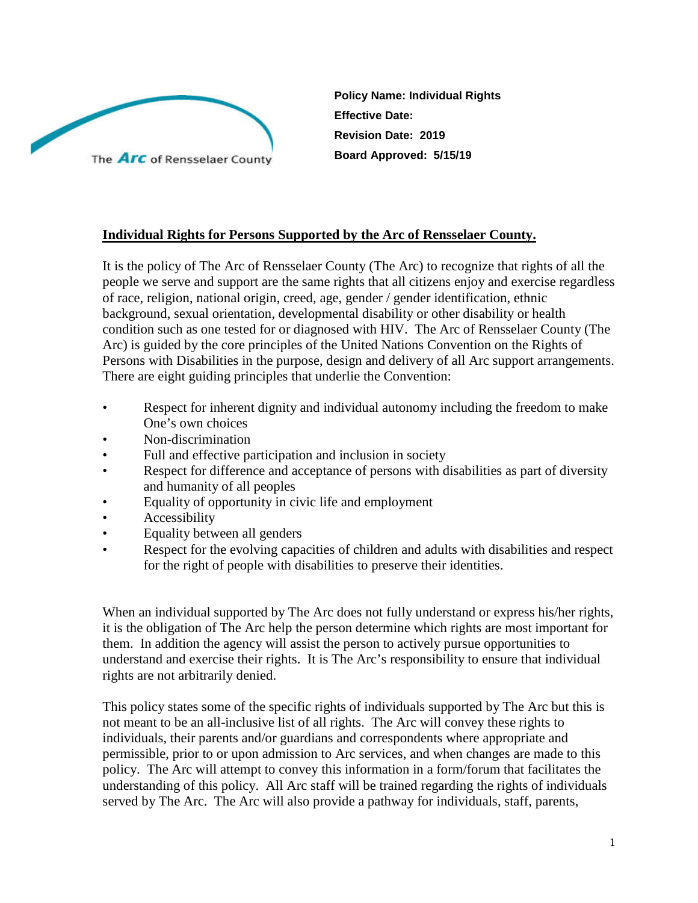The Arc of Rensselaer County

**Policy Name: Individual Rights**
**Effective Date:**
**Revision Date: 2019**
**Board Approved: 5/15/19**

## Individual Rights for Persons Supported by the Arc of Rensselaer County.

It is the policy of The Arc of Rensselaer County (The Arc) to recognize that rights of all the people we serve and support are the same rights that all citizens enjoy and exercise regardless of race, religion, national origin, creed, age, gender / gender identification, ethnic background, sexual orientation, developmental disability or other disability or health condition such as one tested for or diagnosed with HIV. The Arc of Rensselaer County (The Arc) is guided by the core principles of the United Nations Convention on the Rights of Persons with Disabilities in the purpose, design and delivery of all Arc support arrangements. There are eight guiding principles that underlie the Convention:

- Respect for inherent dignity and individual autonomy including the freedom to make One's own choices
- Non-discrimination
- Full and effective participation and inclusion in society
- Respect for difference and acceptance of persons with disabilities as part of diversity and humanity of all peoples
- Equality of opportunity in civic life and employment
- Accessibility
- Equality between all genders
- Respect for the evolving capacities of children and adults with disabilities and respect for the right of people with disabilities to preserve their identities.

When an individual supported by The Arc does not fully understand or express his/her rights, it is the obligation of The Arc help the person determine which rights are most important for them. In addition the agency will assist the person to actively pursue opportunities to understand and exercise their rights. It is The Arc's responsibility to ensure that individual rights are not arbitrarily denied.

This policy states some of the specific rights of individuals supported by The Arc but this is not meant to be an all-inclusive list of all rights. The Arc will convey these rights to individuals, their parents and/or guardians and correspondents where appropriate and permissible, prior to or upon admission to Arc services, and when changes are made to this policy. The Arc will attempt to convey this information in a form/forum that facilitates the understanding of this policy. All Arc staff will be trained regarding the rights of individuals served by The Arc. The Arc will also provide a pathway for individuals, staff, parents,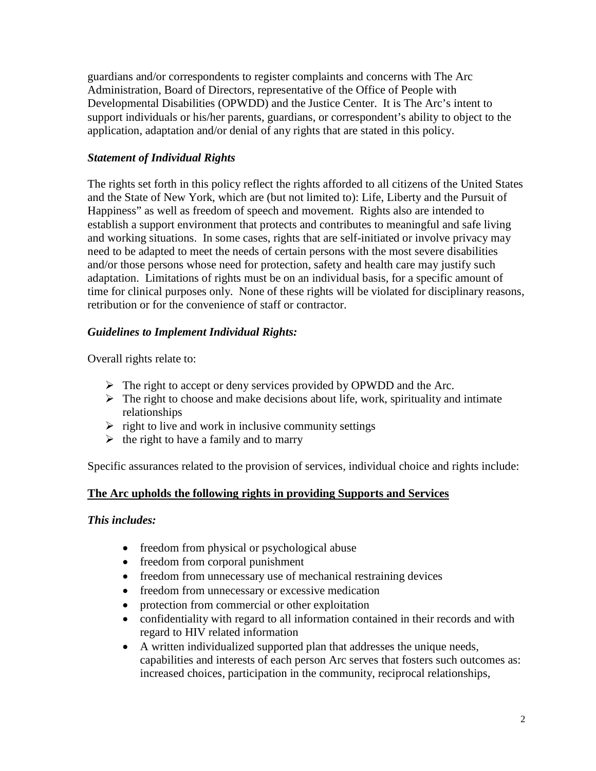guardians and/or correspondents to register complaints and concerns with The Arc Administration, Board of Directors, representative of the Office of People with Developmental Disabilities (OPWDD) and the Justice Center. It is The Arc's intent to support individuals or his/her parents, guardians, or correspondent's ability to object to the application, adaptation and/or denial of any rights that are stated in this policy.

***Statement of Individual Rights***

The rights set forth in this policy reflect the rights afforded to all citizens of the United States and the State of New York, which are (but not limited to): Life, Liberty and the Pursuit of Happiness" as well as freedom of speech and movement. Rights also are intended to establish a support environment that protects and contributes to meaningful and safe living and working situations. In some cases, rights that are self-initiated or involve privacy may need to be adapted to meet the needs of certain persons with the most severe disabilities and/or those persons whose need for protection, safety and health care may justify such adaptation. Limitations of rights must be on an individual basis, for a specific amount of time for clinical purposes only. None of these rights will be violated for disciplinary reasons, retribution or for the convenience of staff or contractor.

***Guidelines to Implement Individual Rights:***

Overall rights relate to:

- The right to accept or deny services provided by OPWDD and the Arc.
- The right to choose and make decisions about life, work, spirituality and intimate relationships
- right to live and work in inclusive community settings
- the right to have a family and to marry

Specific assurances related to the provision of services, individual choice and rights include:

**<u>The Arc upholds the following rights in providing Supports and Services</u>**

***This includes:***

- freedom from physical or psychological abuse
- freedom from corporal punishment
- freedom from unnecessary use of mechanical restraining devices
- freedom from unnecessary or excessive medication
- protection from commercial or other exploitation
- confidentiality with regard to all information contained in their records and with regard to HIV related information
- A written individualized supported plan that addresses the unique needs, capabilities and interests of each person Arc serves that fosters such outcomes as: increased choices, participation in the community, reciprocal relationships,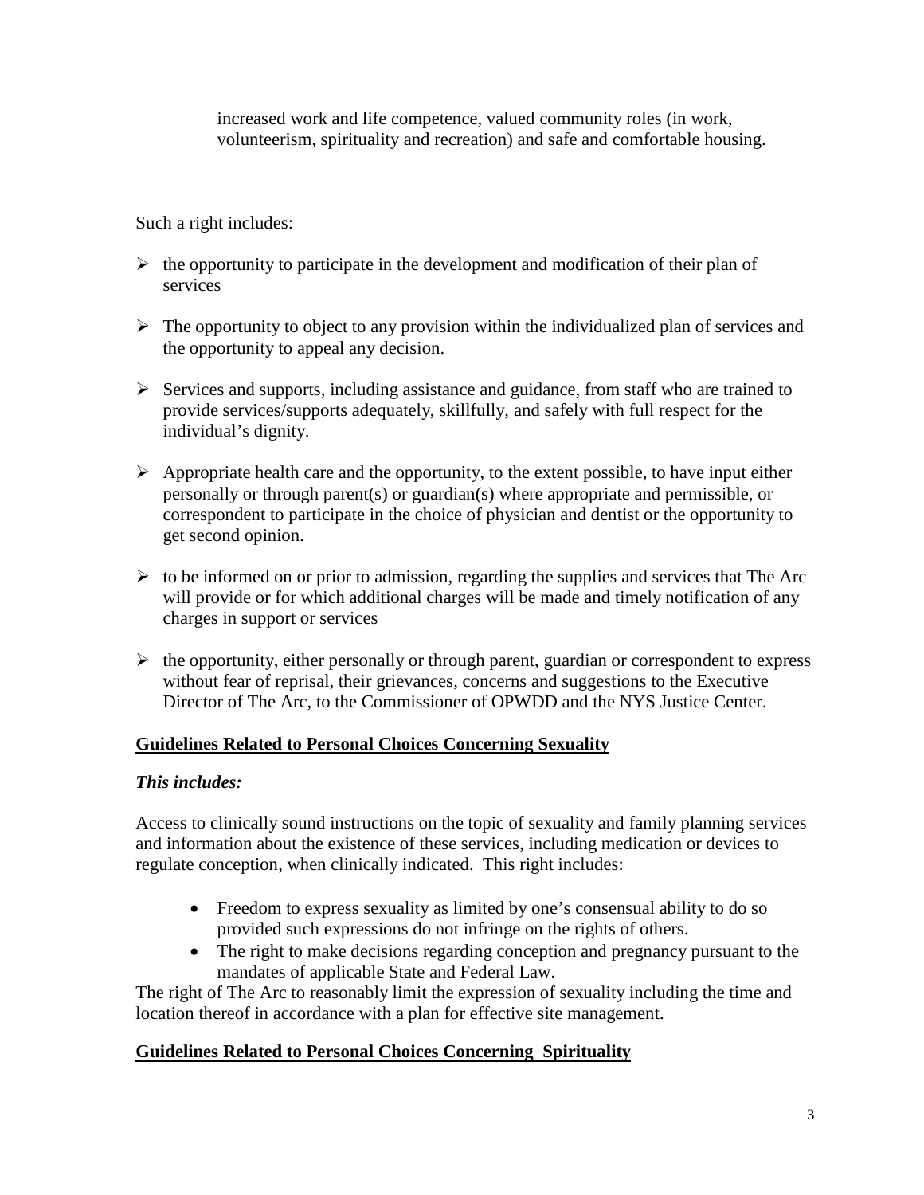increased work and life competence, valued community roles (in work, volunteerism, spirituality and recreation) and safe and comfortable housing.

Such a right includes:

- the opportunity to participate in the development and modification of their plan of services
- The opportunity to object to any provision within the individualized plan of services and the opportunity to appeal any decision.
- Services and supports, including assistance and guidance, from staff who are trained to provide services/supports adequately, skillfully, and safely with full respect for the individual's dignity.
- Appropriate health care and the opportunity, to the extent possible, to have input either personally or through parent(s) or guardian(s) where appropriate and permissible, or correspondent to participate in the choice of physician and dentist or the opportunity to get second opinion.
- to be informed on or prior to admission, regarding the supplies and services that The Arc will provide or for which additional charges will be made and timely notification of any charges in support or services
- the opportunity, either personally or through parent, guardian or correspondent to express without fear of reprisal, their grievances, concerns and suggestions to the Executive Director of The Arc, to the Commissioner of OPWDD and the NYS Justice Center.

**Guidelines Related to Personal Choices Concerning Sexuality**

***This includes:***

Access to clinically sound instructions on the topic of sexuality and family planning services and information about the existence of these services, including medication or devices to regulate conception, when clinically indicated. This right includes:

- Freedom to express sexuality as limited by one's consensual ability to do so provided such expressions do not infringe on the rights of others.
- The right to make decisions regarding conception and pregnancy pursuant to the mandates of applicable State and Federal Law.

The right of The Arc to reasonably limit the expression of sexuality including the time and location thereof in accordance with a plan for effective site management.

**Guidelines Related to Personal Choices Concerning Spirituality**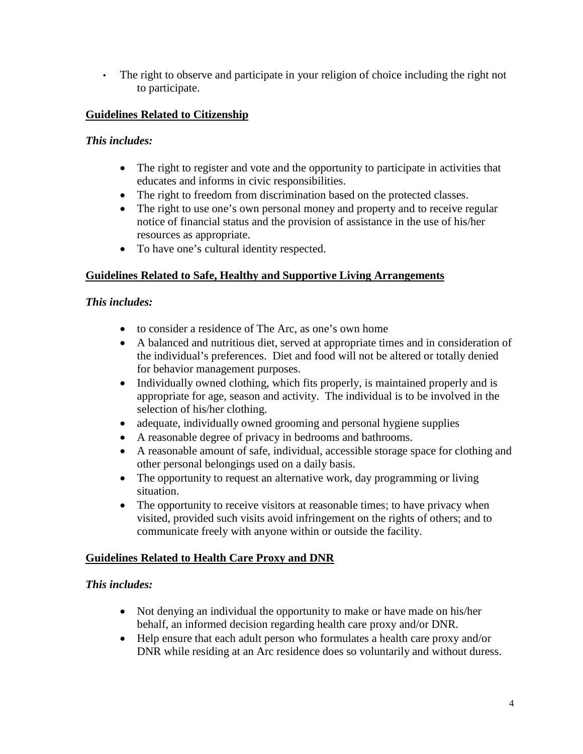- The right to observe and participate in your religion of choice including the right not to participate.

**Guidelines Related to Citizenship**

***This includes:***

- The right to register and vote and the opportunity to participate in activities that educates and informs in civic responsibilities.
- The right to freedom from discrimination based on the protected classes.
- The right to use one's own personal money and property and to receive regular notice of financial status and the provision of assistance in the use of his/her resources as appropriate.
- To have one's cultural identity respected.

**Guidelines Related to Safe, Healthy and Supportive Living Arrangements**

***This includes:***

- to consider a residence of The Arc, as one's own home
- A balanced and nutritious diet, served at appropriate times and in consideration of the individual's preferences. Diet and food will not be altered or totally denied for behavior management purposes.
- Individually owned clothing, which fits properly, is maintained properly and is appropriate for age, season and activity. The individual is to be involved in the selection of his/her clothing.
- adequate, individually owned grooming and personal hygiene supplies
- A reasonable degree of privacy in bedrooms and bathrooms.
- A reasonable amount of safe, individual, accessible storage space for clothing and other personal belongings used on a daily basis.
- The opportunity to request an alternative work, day programming or living situation.
- The opportunity to receive visitors at reasonable times; to have privacy when visited, provided such visits avoid infringement on the rights of others; and to communicate freely with anyone within or outside the facility.

**Guidelines Related to Health Care Proxy and DNR**

***This includes:***

- Not denying an individual the opportunity to make or have made on his/her behalf, an informed decision regarding health care proxy and/or DNR.
- Help ensure that each adult person who formulates a health care proxy and/or DNR while residing at an Arc residence does so voluntarily and without duress.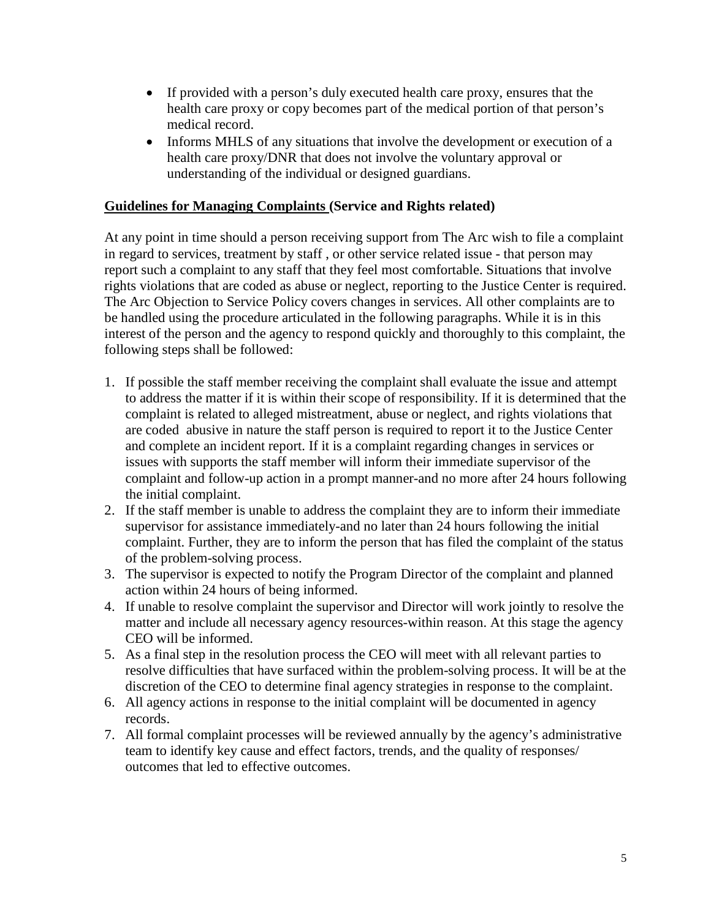- If provided with a person's duly executed health care proxy, ensures that the health care proxy or copy becomes part of the medical portion of that person's medical record.
- Informs MHLS of any situations that involve the development or execution of a health care proxy/DNR that does not involve the voluntary approval or understanding of the individual or designed guardians.

## Guidelines for Managing Complaints (Service and Rights related)

At any point in time should a person receiving support from The Arc wish to file a complaint in regard to services, treatment by staff , or other service related issue - that person may report such a complaint to any staff that they feel most comfortable. Situations that involve rights violations that are coded as abuse or neglect, reporting to the Justice Center is required. The Arc Objection to Service Policy covers changes in services. All other complaints are to be handled using the procedure articulated in the following paragraphs. While it is in this interest of the person and the agency to respond quickly and thoroughly to this complaint, the following steps shall be followed:

1. If possible the staff member receiving the complaint shall evaluate the issue and attempt to address the matter if it is within their scope of responsibility. If it is determined that the complaint is related to alleged mistreatment, abuse or neglect, and rights violations that are coded abusive in nature the staff person is required to report it to the Justice Center and complete an incident report. If it is a complaint regarding changes in services or issues with supports the staff member will inform their immediate supervisor of the complaint and follow-up action in a prompt manner-and no more after 24 hours following the initial complaint.
2. If the staff member is unable to address the complaint they are to inform their immediate supervisor for assistance immediately-and no later than 24 hours following the initial complaint. Further, they are to inform the person that has filed the complaint of the status of the problem-solving process.
3. The supervisor is expected to notify the Program Director of the complaint and planned action within 24 hours of being informed.
4. If unable to resolve complaint the supervisor and Director will work jointly to resolve the matter and include all necessary agency resources-within reason. At this stage the agency CEO will be informed.
5. As a final step in the resolution process the CEO will meet with all relevant parties to resolve difficulties that have surfaced within the problem-solving process. It will be at the discretion of the CEO to determine final agency strategies in response to the complaint.
6. All agency actions in response to the initial complaint will be documented in agency records.
7. All formal complaint processes will be reviewed annually by the agency's administrative team to identify key cause and effect factors, trends, and the quality of responses/ outcomes that led to effective outcomes.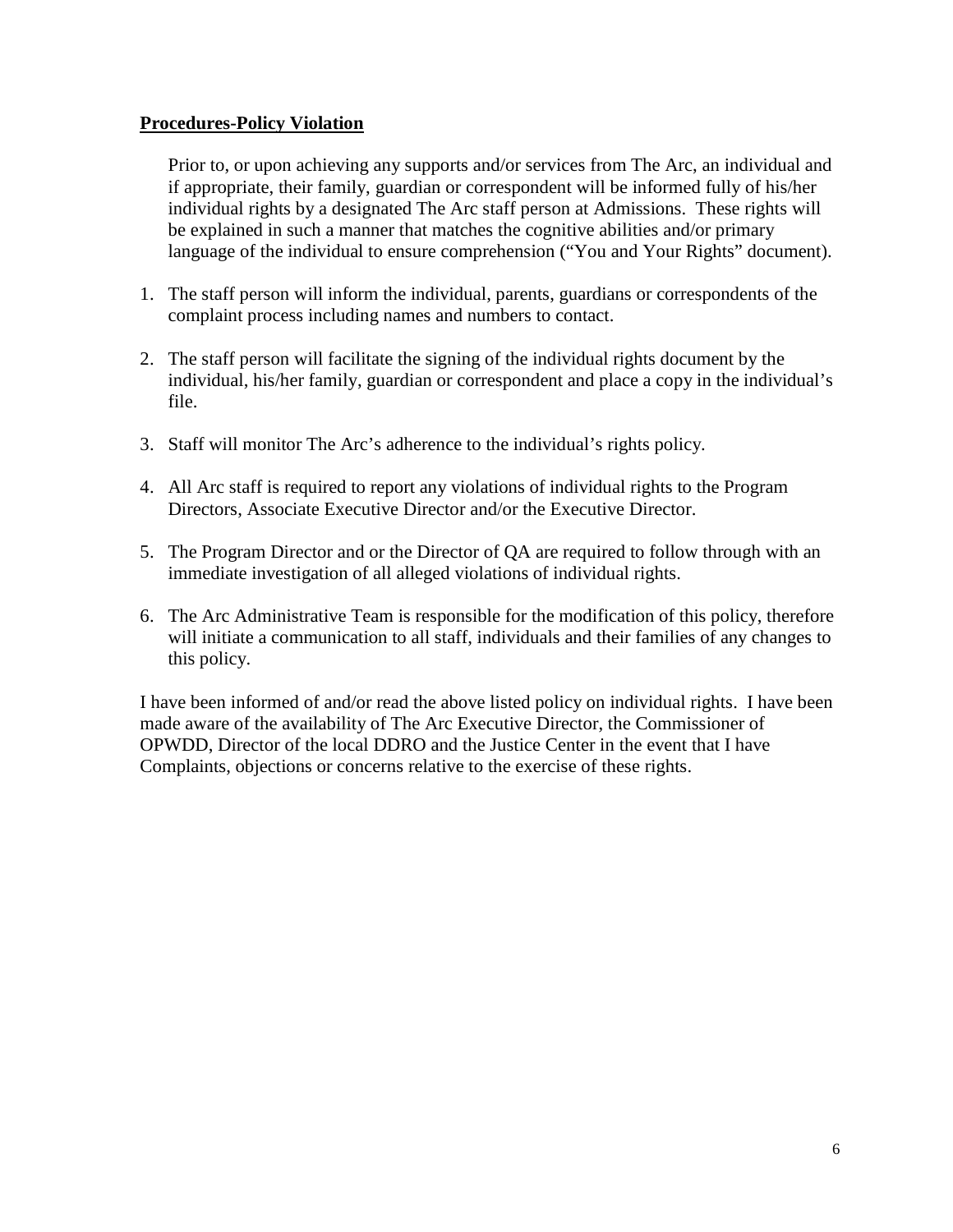**<u>Procedures-Policy Violation</u>**

Prior to, or upon achieving any supports and/or services from The Arc, an individual and if appropriate, their family, guardian or correspondent will be informed fully of his/her individual rights by a designated The Arc staff person at Admissions. These rights will be explained in such a manner that matches the cognitive abilities and/or primary language of the individual to ensure comprehension ("You and Your Rights" document).

1. The staff person will inform the individual, parents, guardians or correspondents of the complaint process including names and numbers to contact.

2. The staff person will facilitate the signing of the individual rights document by the individual, his/her family, guardian or correspondent and place a copy in the individual's file.

3. Staff will monitor The Arc's adherence to the individual's rights policy.

4. All Arc staff is required to report any violations of individual rights to the Program Directors, Associate Executive Director and/or the Executive Director.

5. The Program Director and or the Director of QA are required to follow through with an immediate investigation of all alleged violations of individual rights.

6. The Arc Administrative Team is responsible for the modification of this policy, therefore will initiate a communication to all staff, individuals and their families of any changes to this policy.

I have been informed of and/or read the above listed policy on individual rights. I have been made aware of the availability of The Arc Executive Director, the Commissioner of OPWDD, Director of the local DDRO and the Justice Center in the event that I have Complaints, objections or concerns relative to the exercise of these rights.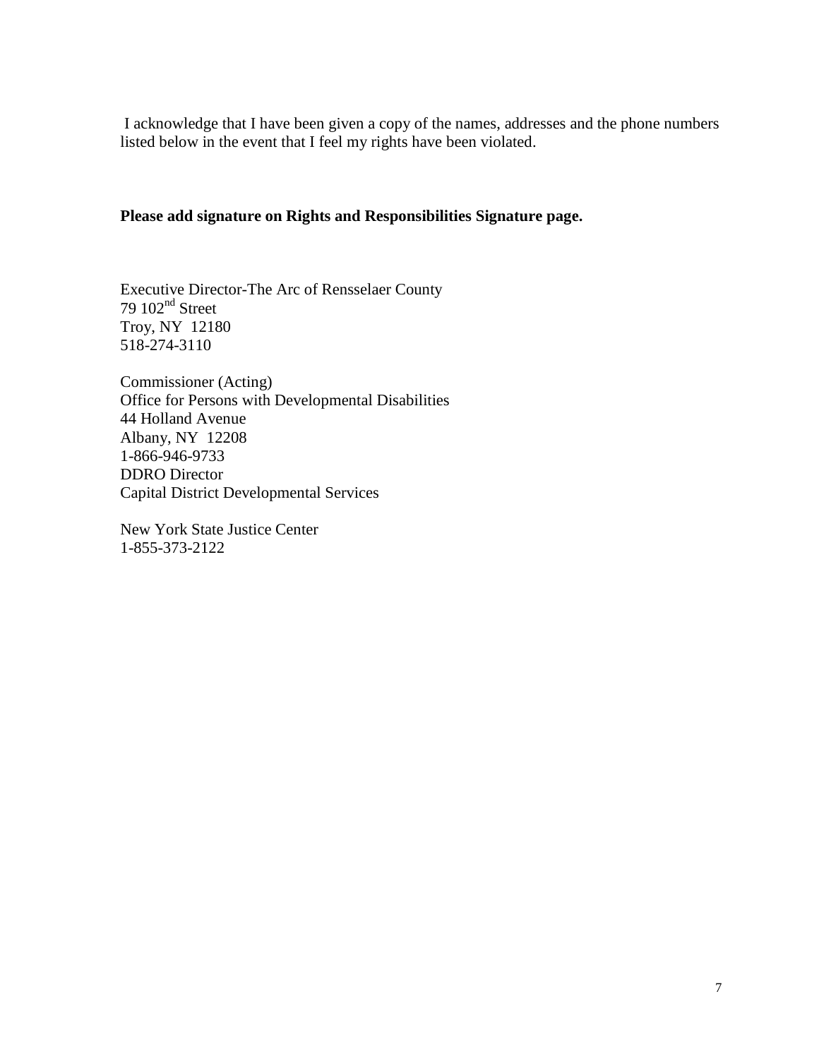I acknowledge that I have been given a copy of the names, addresses and the phone numbers listed below in the event that I feel my rights have been violated.

**Please add signature on Rights and Responsibilities Signature page.**

Executive Director-The Arc of Rensselaer County
79 102nd Street
Troy, NY 12180
518-274-3110

Commissioner (Acting)
Office for Persons with Developmental Disabilities
44 Holland Avenue
Albany, NY 12208
1-866-946-9733
DDRO Director
Capital District Developmental Services

New York State Justice Center
1-855-373-2122